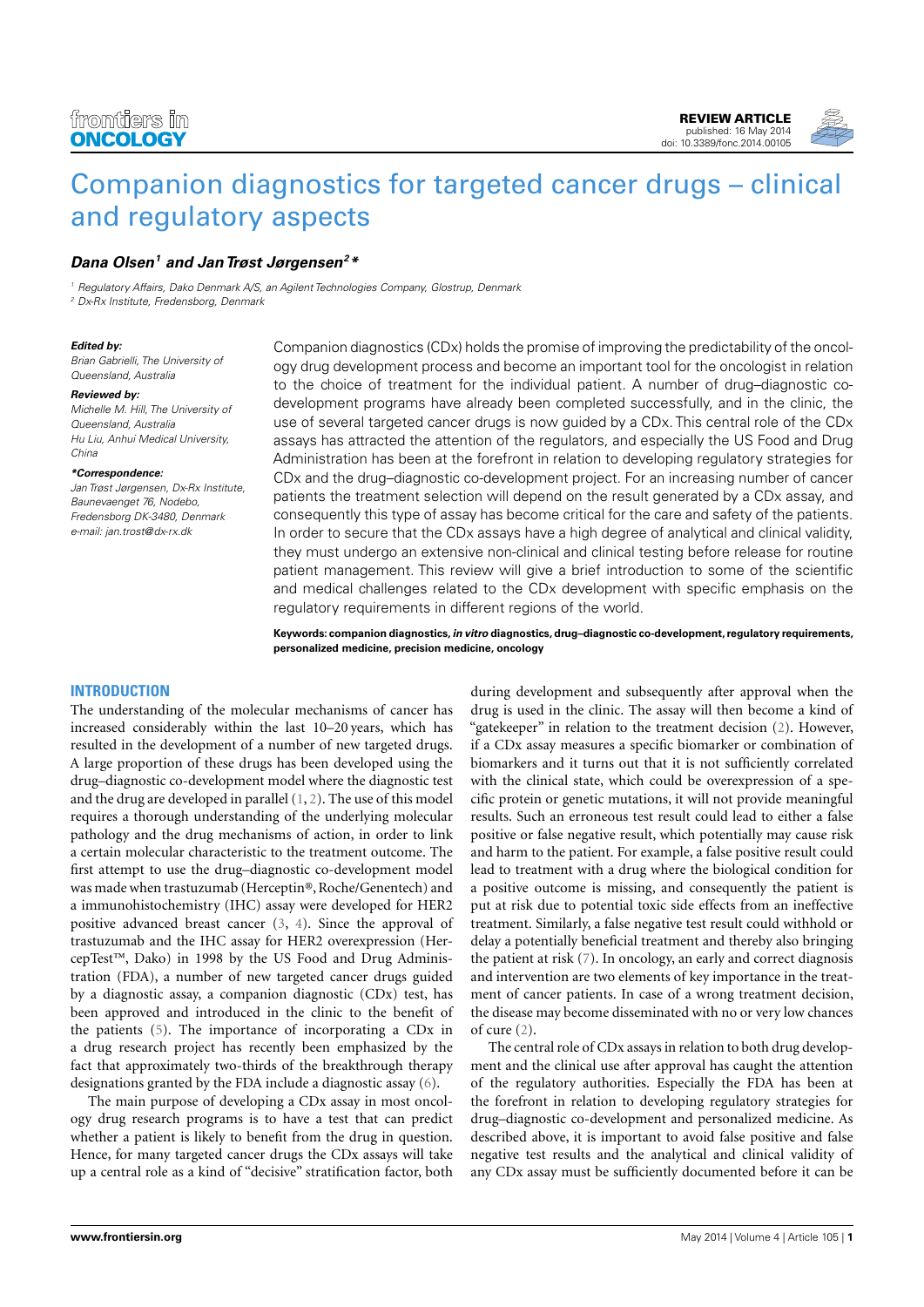REVIEW ARTICLE
published: 16 May 2014
doi: 10.3389/fonc.2014.00105

# Companion diagnostics for targeted cancer drugs – clinical and regulatory aspects

***Dana Olsen[1] and Jan Trøst Jørgensen[2]****

[1] Regulatory Affairs, Dako Denmark A/S, an Agilent Technologies Company, Glostrup, Denmark
[2] Dx-Rx Institute, Fredensborg, Denmark

***Edited by:***
*Brian Gabrielli, The University of Queensland, Australia*

***Reviewed by:***
*Michelle M. Hill, The University of Queensland, Australia*
*Hu Liu, Anhui Medical University, China*

***\*Correspondence:***
*Jan Trøst Jørgensen, Dx-Rx Institute, Baunevaenget 76, Nodebo, Fredensborg DK-3480, Denmark*
*e-mail: jan.trost@dx-rx.dk*

Companion diagnostics (CDx) holds the promise of improving the predictability of the oncology drug development process and become an important tool for the oncologist in relation to the choice of treatment for the individual patient. A number of drug–diagnostic co-development programs have already been completed successfully, and in the clinic, the use of several targeted cancer drugs is now guided by a CDx. This central role of the CDx assays has attracted the attention of the regulators, and especially the US Food and Drug Administration has been at the forefront in relation to developing regulatory strategies for CDx and the drug–diagnostic co-development project. For an increasing number of cancer patients the treatment selection will depend on the result generated by a CDx assay, and consequently this type of assay has become critical for the care and safety of the patients. In order to secure that the CDx assays have a high degree of analytical and clinical validity, they must undergo an extensive non-clinical and clinical testing before release for routine patient management. This review will give a brief introduction to some of the scientific and medical challenges related to the CDx development with specific emphasis on the regulatory requirements in different regions of the world.

**Keywords: companion diagnostics, *in vitro* diagnostics, drug–diagnostic co-development, regulatory requirements, personalized medicine, precision medicine, oncology**

## INTRODUCTION

The understanding of the molecular mechanisms of cancer has increased considerably within the last 10–20 years, which has resulted in the development of a number of new targeted drugs. A large proportion of these drugs has been developed using the drug–diagnostic co-development model where the diagnostic test and the drug are developed in parallel (1, 2). The use of this model requires a thorough understanding of the underlying molecular pathology and the drug mechanisms of action, in order to link a certain molecular characteristic to the treatment outcome. The first attempt to use the drug–diagnostic co-development model was made when trastuzumab (Herceptin®, Roche/Genentech) and a immunohistochemistry (IHC) assay were developed for HER2 positive advanced breast cancer (3, 4). Since the approval of trastuzumab and the IHC assay for HER2 overexpression (HercepTest™, Dako) in 1998 by the US Food and Drug Administration (FDA), a number of new targeted cancer drugs guided by a diagnostic assay, a companion diagnostic (CDx) test, has been approved and introduced in the clinic to the benefit of the patients (5). The importance of incorporating a CDx in a drug research project has recently been emphasized by the fact that approximately two-thirds of the breakthrough therapy designations granted by the FDA include a diagnostic assay (6).

The main purpose of developing a CDx assay in most oncology drug research programs is to have a test that can predict whether a patient is likely to benefit from the drug in question. Hence, for many targeted cancer drugs the CDx assays will take up a central role as a kind of "decisive" stratification factor, both during development and subsequently after approval when the drug is used in the clinic. The assay will then become a kind of "gatekeeper" in relation to the treatment decision (2). However, if a CDx assay measures a specific biomarker or combination of biomarkers and it turns out that it is not sufficiently correlated with the clinical state, which could be overexpression of a specific protein or genetic mutations, it will not provide meaningful results. Such an erroneous test result could lead to either a false positive or false negative result, which potentially may cause risk and harm to the patient. For example, a false positive result could lead to treatment with a drug where the biological condition for a positive outcome is missing, and consequently the patient is put at risk due to potential toxic side effects from an ineffective treatment. Similarly, a false negative test result could withhold or delay a potentially beneficial treatment and thereby also bringing the patient at risk (7). In oncology, an early and correct diagnosis and intervention are two elements of key importance in the treatment of cancer patients. In case of a wrong treatment decision, the disease may become disseminated with no or very low chances of cure (2).

The central role of CDx assays in relation to both drug development and the clinical use after approval has caught the attention of the regulatory authorities. Especially the FDA has been at the forefront in relation to developing regulatory strategies for drug–diagnostic co-development and personalized medicine. As described above, it is important to avoid false positive and false negative test results and the analytical and clinical validity of any CDx assay must be sufficiently documented before it can be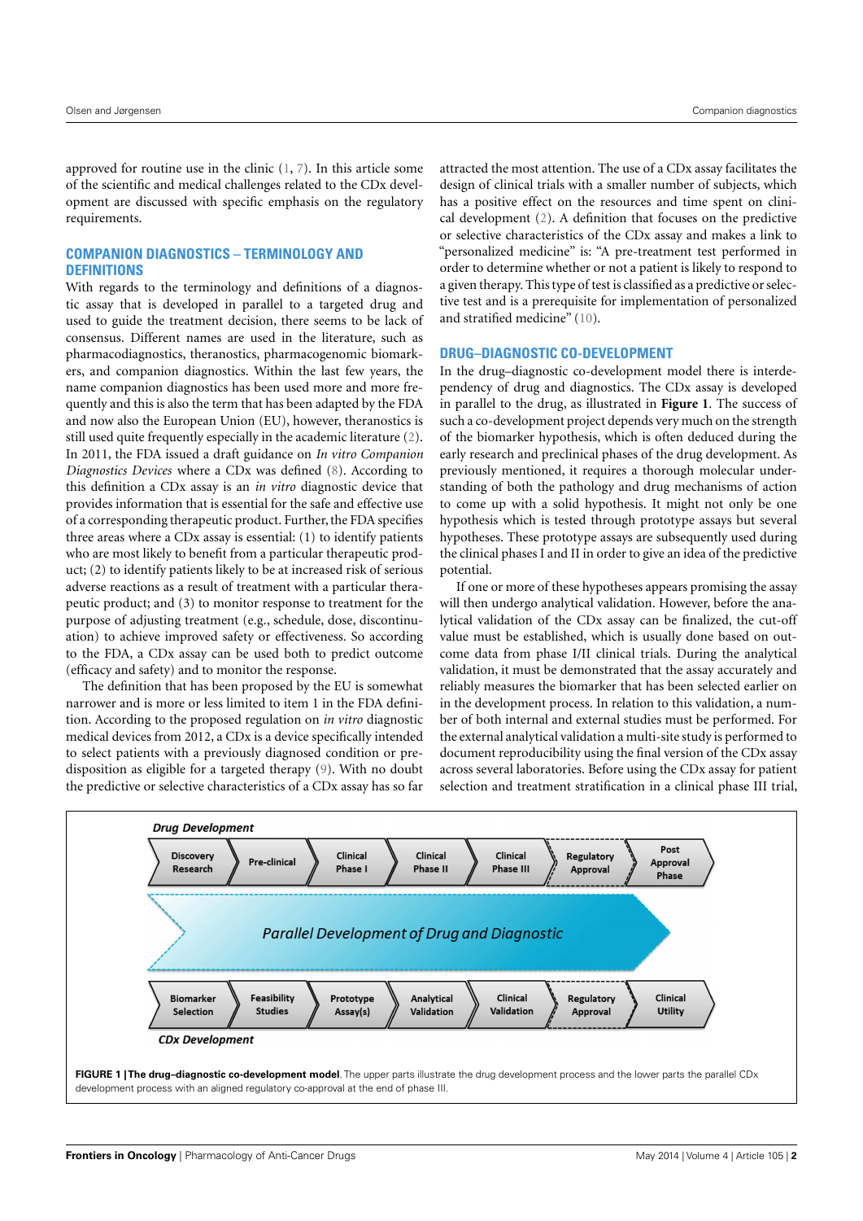approved for routine use in the clinic (1, 7). In this article some of the scientific and medical challenges related to the CDx development are discussed with specific emphasis on the regulatory requirements.

## COMPANION DIAGNOSTICS – TERMINOLOGY AND DEFINITIONS

With regards to the terminology and definitions of a diagnostic assay that is developed in parallel to a targeted drug and used to guide the treatment decision, there seems to be lack of consensus. Different names are used in the literature, such as pharmacodiagnostics, theranostics, pharmacogenomic biomarkers, and companion diagnostics. Within the last few years, the name companion diagnostics has been used more and more frequently and this is also the term that has been adapted by the FDA and now also the European Union (EU), however, theranostics is still used quite frequently especially in the academic literature (2). In 2011, the FDA issued a draft guidance on *In vitro Companion Diagnostics Devices* where a CDx was defined (8). According to this definition a CDx assay is an *in vitro* diagnostic device that provides information that is essential for the safe and effective use of a corresponding therapeutic product. Further, the FDA specifies three areas where a CDx assay is essential: (1) to identify patients who are most likely to benefit from a particular therapeutic product; (2) to identify patients likely to be at increased risk of serious adverse reactions as a result of treatment with a particular therapeutic product; and (3) to monitor response to treatment for the purpose of adjusting treatment (e.g., schedule, dose, discontinuation) to achieve improved safety or effectiveness. So according to the FDA, a CDx assay can be used both to predict outcome (efficacy and safety) and to monitor the response.

The definition that has been proposed by the EU is somewhat narrower and is more or less limited to item 1 in the FDA definition. According to the proposed regulation on *in vitro* diagnostic medical devices from 2012, a CDx is a device specifically intended to select patients with a previously diagnosed condition or predisposition as eligible for a targeted therapy (9). With no doubt the predictive or selective characteristics of a CDx assay has so far attracted the most attention. The use of a CDx assay facilitates the design of clinical trials with a smaller number of subjects, which has a positive effect on the resources and time spent on clinical development (2). A definition that focuses on the predictive or selective characteristics of the CDx assay and makes a link to "personalized medicine" is: "A pre-treatment test performed in order to determine whether or not a patient is likely to respond to a given therapy. This type of test is classified as a predictive or selective test and is a prerequisite for implementation of personalized and stratified medicine" (10).

## DRUG–DIAGNOSTIC CO-DEVELOPMENT

In the drug–diagnostic co-development model there is interdependency of drug and diagnostics. The CDx assay is developed in parallel to the drug, as illustrated in **Figure 1**. The success of such a co-development project depends very much on the strength of the biomarker hypothesis, which is often deduced during the early research and preclinical phases of the drug development. As previously mentioned, it requires a thorough molecular understanding of both the pathology and drug mechanisms of action to come up with a solid hypothesis. It might not only be one hypothesis which is tested through prototype assays but several hypotheses. These prototype assays are subsequently used during the clinical phases I and II in order to give an idea of the predictive potential.

If one or more of these hypotheses appears promising the assay will then undergo analytical validation. However, before the analytical validation of the CDx assay can be finalized, the cut-off value must be established, which is usually done based on outcome data from phase I/II clinical trials. During the analytical validation, it must be demonstrated that the assay accurately and reliably measures the biomarker that has been selected earlier on in the development process. In relation to this validation, a number of both internal and external studies must be performed. For the external analytical validation a multi-site study is performed to document reproducibility using the final version of the CDx assay across several laboratories. Before using the CDx assay for patient selection and treatment stratification in a clinical phase III trial,

**Drug Development**

Discovery Research → Pre-clinical → Clinical Phase I → Clinical Phase II → Clinical Phase III → Regulatory Approval → Post Approval Phase

*Parallel Development of Drug and Diagnostic*

Biomarker Selection → Feasibility Studies → Prototype Assay(s) → Analytical Validation → Clinical Validation → Regulatory Approval → Clinical Utility

**CDx Development**

**FIGURE 1 | The drug–diagnostic co-development model**. The upper parts illustrate the drug development process and the lower parts the parallel CDx development process with an aligned regulatory co-approval at the end of phase III.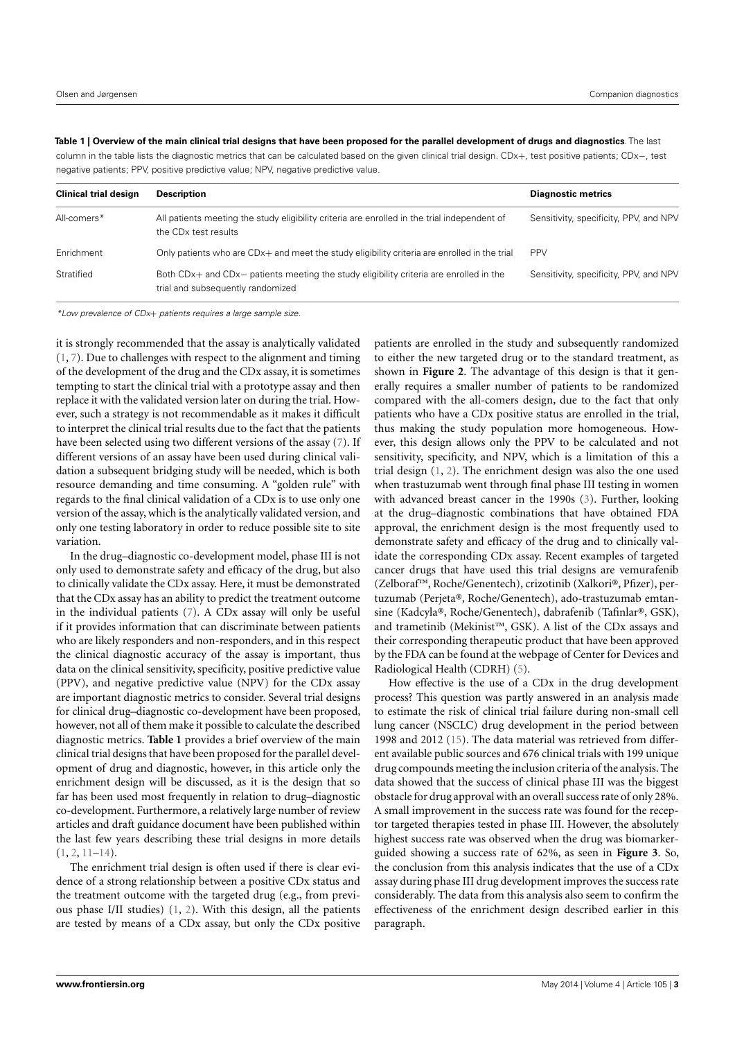**Table 1 | Overview of the main clinical trial designs that have been proposed for the parallel development of drugs and diagnostics**. The last column in the table lists the diagnostic metrics that can be calculated based on the given clinical trial design. CDx+, test positive patients; CDx−, test negative patients; PPV, positive predictive value; NPV, negative predictive value.

| Clinical trial design | Description | Diagnostic metrics |
|---|---|---|
| All-comers* | All patients meeting the study eligibility criteria are enrolled in the trial independent of the CDx test results | Sensitivity, specificity, PPV, and NPV |
| Enrichment | Only patients who are CDx+ and meet the study eligibility criteria are enrolled in the trial | PPV |
| Stratified | Both CDx+ and CDx− patients meeting the study eligibility criteria are enrolled in the trial and subsequently randomized | Sensitivity, specificity, PPV, and NPV |

*Low prevalence of CDx+ patients requires a large sample size.*

it is strongly recommended that the assay is analytically validated (1, 7). Due to challenges with respect to the alignment and timing of the development of the drug and the CDx assay, it is sometimes tempting to start the clinical trial with a prototype assay and then replace it with the validated version later on during the trial. However, such a strategy is not recommendable as it makes it difficult to interpret the clinical trial results due to the fact that the patients have been selected using two different versions of the assay (7). If different versions of an assay have been used during clinical validation a subsequent bridging study will be needed, which is both resource demanding and time consuming. A "golden rule" with regards to the final clinical validation of a CDx is to use only one version of the assay, which is the analytically validated version, and only one testing laboratory in order to reduce possible site to site variation.

In the drug–diagnostic co-development model, phase III is not only used to demonstrate safety and efficacy of the drug, but also to clinically validate the CDx assay. Here, it must be demonstrated that the CDx assay has an ability to predict the treatment outcome in the individual patients (7). A CDx assay will only be useful if it provides information that can discriminate between patients who are likely responders and non-responders, and in this respect the clinical diagnostic accuracy of the assay is important, thus data on the clinical sensitivity, specificity, positive predictive value (PPV), and negative predictive value (NPV) for the CDx assay are important diagnostic metrics to consider. Several trial designs for clinical drug–diagnostic co-development have been proposed, however, not all of them make it possible to calculate the described diagnostic metrics. **Table 1** provides a brief overview of the main clinical trial designs that have been proposed for the parallel development of drug and diagnostic, however, in this article only the enrichment design will be discussed, as it is the design that so far has been used most frequently in relation to drug–diagnostic co-development. Furthermore, a relatively large number of review articles and draft guidance document have been published within the last few years describing these trial designs in more details (1, 2, 11–14).

The enrichment trial design is often used if there is clear evidence of a strong relationship between a positive CDx status and the treatment outcome with the targeted drug (e.g., from previous phase I/II studies) (1, 2). With this design, all the patients are tested by means of a CDx assay, but only the CDx positive patients are enrolled in the study and subsequently randomized to either the new targeted drug or to the standard treatment, as shown in **Figure 2**. The advantage of this design is that it generally requires a smaller number of patients to be randomized compared with the all-comers design, due to the fact that only patients who have a CDx positive status are enrolled in the trial, thus making the study population more homogeneous. However, this design allows only the PPV to be calculated and not sensitivity, specificity, and NPV, which is a limitation of this a trial design (1, 2). The enrichment design was also the one used when trastuzumab went through final phase III testing in women with advanced breast cancer in the 1990s (3). Further, looking at the drug–diagnostic combinations that have obtained FDA approval, the enrichment design is the most frequently used to demonstrate safety and efficacy of the drug and to clinically validate the corresponding CDx assay. Recent examples of targeted cancer drugs that have used this trial designs are vemurafenib (Zelboraf™, Roche/Genentech), crizotinib (Xalkori®, Pfizer), pertuzumab (Perjeta®, Roche/Genentech), ado-trastuzumab emtansine (Kadcyla®, Roche/Genentech), dabrafenib (Tafinlar®, GSK), and trametinib (Mekinist™, GSK). A list of the CDx assays and their corresponding therapeutic product that have been approved by the FDA can be found at the webpage of Center for Devices and Radiological Health (CDRH) (5).

How effective is the use of a CDx in the drug development process? This question was partly answered in an analysis made to estimate the risk of clinical trial failure during non-small cell lung cancer (NSCLC) drug development in the period between 1998 and 2012 (15). The data material was retrieved from different available public sources and 676 clinical trials with 199 unique drug compounds meeting the inclusion criteria of the analysis. The data showed that the success of clinical phase III was the biggest obstacle for drug approval with an overall success rate of only 28%. A small improvement in the success rate was found for the receptor targeted therapies tested in phase III. However, the absolutely highest success rate was observed when the drug was biomarker-guided showing a success rate of 62%, as seen in **Figure 3**. So, the conclusion from this analysis indicates that the use of a CDx assay during phase III drug development improves the success rate considerably. The data from this analysis also seem to confirm the effectiveness of the enrichment design described earlier in this paragraph.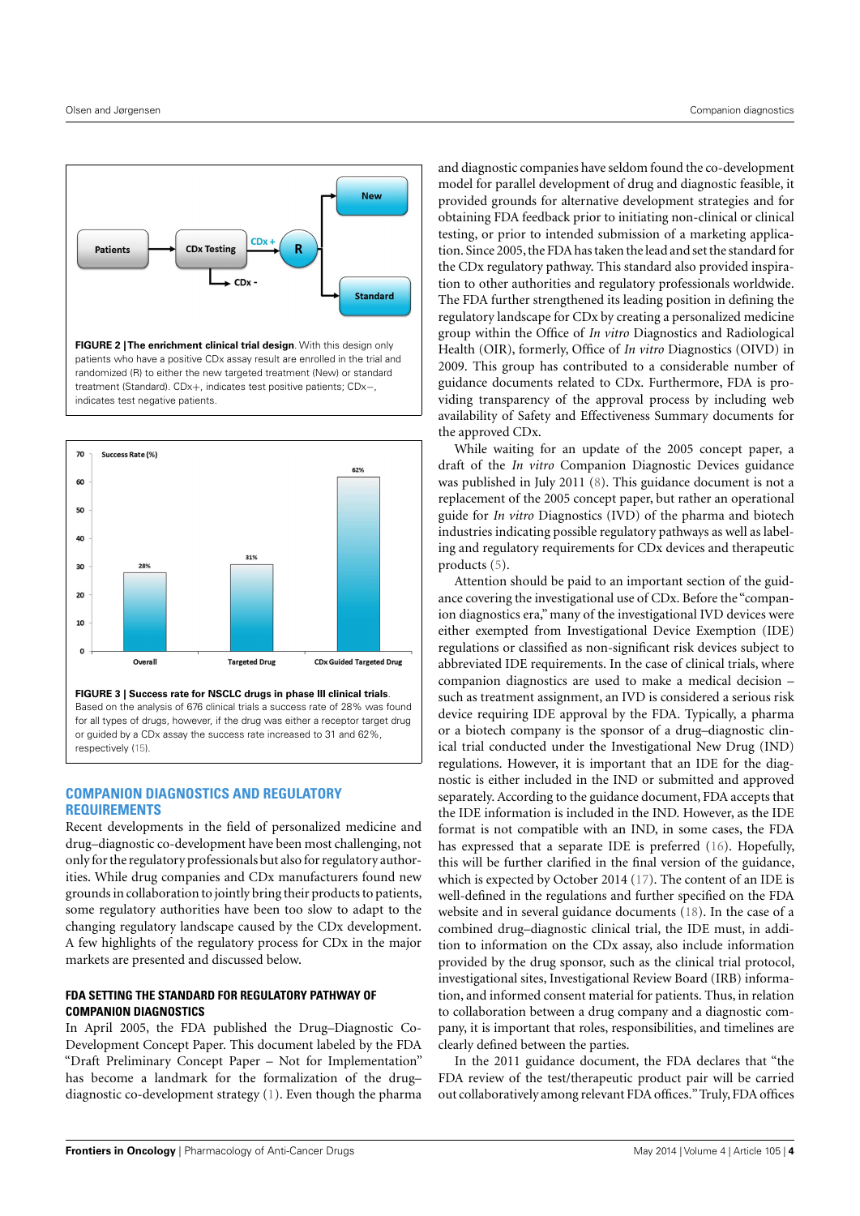**FIGURE 2 | The enrichment clinical trial design**. With this design only patients who have a positive CDx assay result are enrolled in the trial and randomized (R) to either the new targeted treatment (New) or standard treatment (Standard). CDx+, indicates test positive patients; CDx−, indicates test negative patients.

**FIGURE 3 | Success rate for NSCLC drugs in phase III clinical trials**. Based on the analysis of 676 clinical trials a success rate of 28% was found for all types of drugs, however, if the drug was either a receptor target drug or guided by a CDx assay the success rate increased to 31 and 62%, respectively (15).

## COMPANION DIAGNOSTICS AND REGULATORY REQUIREMENTS

Recent developments in the field of personalized medicine and drug–diagnostic co-development have been most challenging, not only for the regulatory professionals but also for regulatory authorities. While drug companies and CDx manufacturers found new grounds in collaboration to jointly bring their products to patients, some regulatory authorities have been too slow to adapt to the changing regulatory landscape caused by the CDx development. A few highlights of the regulatory process for CDx in the major markets are presented and discussed below.

### FDA SETTING THE STANDARD FOR REGULATORY PATHWAY OF COMPANION DIAGNOSTICS

In April 2005, the FDA published the Drug–Diagnostic Co-Development Concept Paper. This document labeled by the FDA "Draft Preliminary Concept Paper – Not for Implementation" has become a landmark for the formalization of the drug–diagnostic co-development strategy (1). Even though the pharma and diagnostic companies have seldom found the co-development model for parallel development of drug and diagnostic feasible, it provided grounds for alternative development strategies and for obtaining FDA feedback prior to initiating non-clinical or clinical testing, or prior to intended submission of a marketing application. Since 2005, the FDA has taken the lead and set the standard for the CDx regulatory pathway. This standard also provided inspiration to other authorities and regulatory professionals worldwide. The FDA further strengthened its leading position in defining the regulatory landscape for CDx by creating a personalized medicine group within the Office of *In vitro* Diagnostics and Radiological Health (OIR), formerly, Office of *In vitro* Diagnostics (OIVD) in 2009. This group has contributed to a considerable number of guidance documents related to CDx. Furthermore, FDA is providing transparency of the approval process by including web availability of Safety and Effectiveness Summary documents for the approved CDx.

While waiting for an update of the 2005 concept paper, a draft of the *In vitro* Companion Diagnostic Devices guidance was published in July 2011 (8). This guidance document is not a replacement of the 2005 concept paper, but rather an operational guide for *In vitro* Diagnostics (IVD) of the pharma and biotech industries indicating possible regulatory pathways as well as labeling and regulatory requirements for CDx devices and therapeutic products (5).

Attention should be paid to an important section of the guidance covering the investigational use of CDx. Before the "companion diagnostics era," many of the investigational IVD devices were either exempted from Investigational Device Exemption (IDE) regulations or classified as non-significant risk devices subject to abbreviated IDE requirements. In the case of clinical trials, where companion diagnostics are used to make a medical decision – such as treatment assignment, an IVD is considered a serious risk device requiring IDE approval by the FDA. Typically, a pharma or a biotech company is the sponsor of a drug–diagnostic clinical trial conducted under the Investigational New Drug (IND) regulations. However, it is important that an IDE for the diagnostic is either included in the IND or submitted and approved separately. According to the guidance document, FDA accepts that the IDE information is included in the IND. However, as the IDE format is not compatible with an IND, in some cases, the FDA has expressed that a separate IDE is preferred (16). Hopefully, this will be further clarified in the final version of the guidance, which is expected by October 2014 (17). The content of an IDE is well-defined in the regulations and further specified on the FDA website and in several guidance documents (18). In the case of a combined drug–diagnostic clinical trial, the IDE must, in addition to information on the CDx assay, also include information provided by the drug sponsor, such as the clinical trial protocol, investigational sites, Institutional Review Board (IRB) information, and informed consent material for patients. Thus, in relation to collaboration between a drug company and a diagnostic company, it is important that roles, responsibilities, and timelines are clearly defined between the parties.

In the 2011 guidance document, the FDA declares that "the FDA review of the test/therapeutic product pair will be carried out collaboratively among relevant FDA offices." Truly, FDA offices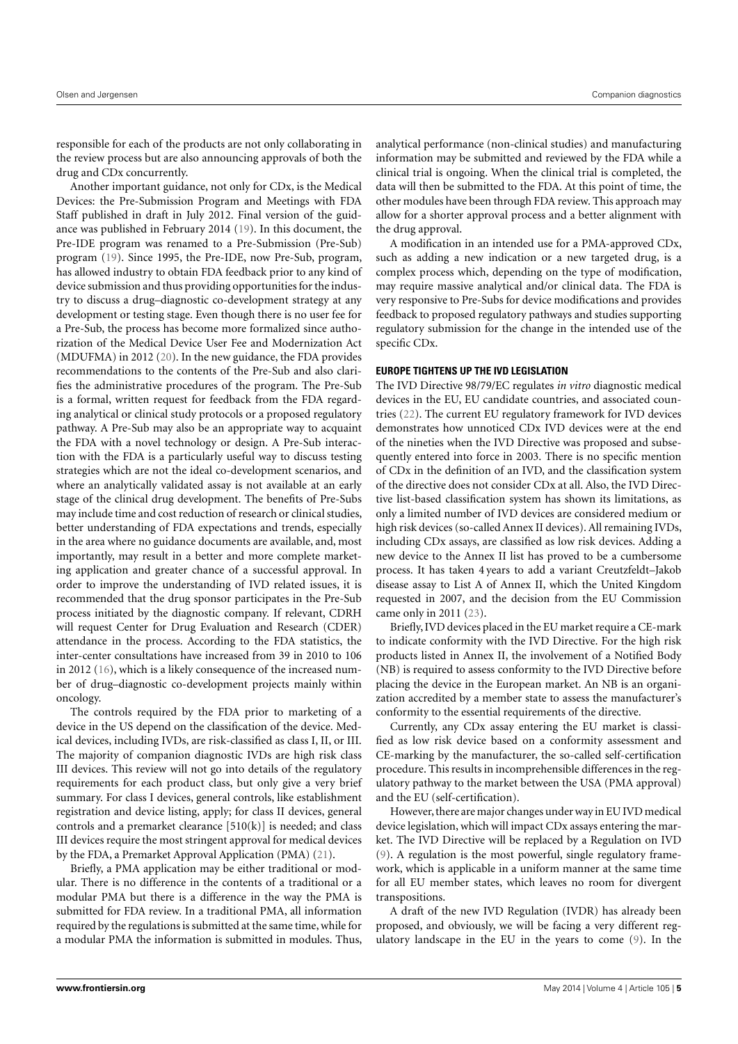responsible for each of the products are not only collaborating in the review process but are also announcing approvals of both the drug and CDx concurrently.

Another important guidance, not only for CDx, is the Medical Devices: the Pre-Submission Program and Meetings with FDA Staff published in draft in July 2012. Final version of the guidance was published in February 2014 (19). In this document, the Pre-IDE program was renamed to a Pre-Submission (Pre-Sub) program (19). Since 1995, the Pre-IDE, now Pre-Sub, program, has allowed industry to obtain FDA feedback prior to any kind of device submission and thus providing opportunities for the industry to discuss a drug–diagnostic co-development strategy at any development or testing stage. Even though there is no user fee for a Pre-Sub, the process has become more formalized since authorization of the Medical Device User Fee and Modernization Act (MDUFMA) in 2012 (20). In the new guidance, the FDA provides recommendations to the contents of the Pre-Sub and also clarifies the administrative procedures of the program. The Pre-Sub is a formal, written request for feedback from the FDA regarding analytical or clinical study protocols or a proposed regulatory pathway. A Pre-Sub may also be an appropriate way to acquaint the FDA with a novel technology or design. A Pre-Sub interaction with the FDA is a particularly useful way to discuss testing strategies which are not the ideal co-development scenarios, and where an analytically validated assay is not available at an early stage of the clinical drug development. The benefits of Pre-Subs may include time and cost reduction of research or clinical studies, better understanding of FDA expectations and trends, especially in the area where no guidance documents are available, and, most importantly, may result in a better and more complete marketing application and greater chance of a successful approval. In order to improve the understanding of IVD related issues, it is recommended that the drug sponsor participates in the Pre-Sub process initiated by the diagnostic company. If relevant, CDRH will request Center for Drug Evaluation and Research (CDER) attendance in the process. According to the FDA statistics, the inter-center consultations have increased from 39 in 2010 to 106 in 2012 (16), which is a likely consequence of the increased number of drug–diagnostic co-development projects mainly within oncology.

The controls required by the FDA prior to marketing of a device in the US depend on the classification of the device. Medical devices, including IVDs, are risk-classified as class I, II, or III. The majority of companion diagnostic IVDs are high risk class III devices. This review will not go into details of the regulatory requirements for each product class, but only give a very brief summary. For class I devices, general controls, like establishment registration and device listing, apply; for class II devices, general controls and a premarket clearance [510(k)] is needed; and class III devices require the most stringent approval for medical devices by the FDA, a Premarket Approval Application (PMA) (21).

Briefly, a PMA application may be either traditional or modular. There is no difference in the contents of a traditional or a modular PMA but there is a difference in the way the PMA is submitted for FDA review. In a traditional PMA, all information required by the regulations is submitted at the same time, while for a modular PMA the information is submitted in modules. Thus, analytical performance (non-clinical studies) and manufacturing information may be submitted and reviewed by the FDA while a clinical trial is ongoing. When the clinical trial is completed, the data will then be submitted to the FDA. At this point of time, the other modules have been through FDA review. This approach may allow for a shorter approval process and a better alignment with the drug approval.

A modification in an intended use for a PMA-approved CDx, such as adding a new indication or a new targeted drug, is a complex process which, depending on the type of modification, may require massive analytical and/or clinical data. The FDA is very responsive to Pre-Subs for device modifications and provides feedback to proposed regulatory pathways and studies supporting regulatory submission for the change in the intended use of the specific CDx.

## EUROPE TIGHTENS UP THE IVD LEGISLATION

The IVD Directive 98/79/EC regulates *in vitro* diagnostic medical devices in the EU, EU candidate countries, and associated countries (22). The current EU regulatory framework for IVD devices demonstrates how unnoticed CDx IVD devices were at the end of the nineties when the IVD Directive was proposed and subsequently entered into force in 2003. There is no specific mention of CDx in the definition of an IVD, and the classification system of the directive does not consider CDx at all. Also, the IVD Directive list-based classification system has shown its limitations, as only a limited number of IVD devices are considered medium or high risk devices (so-called Annex II devices). All remaining IVDs, including CDx assays, are classified as low risk devices. Adding a new device to the Annex II list has proved to be a cumbersome process. It has taken 4 years to add a variant Creutzfeldt–Jakob disease assay to List A of Annex II, which the United Kingdom requested in 2007, and the decision from the EU Commission came only in 2011 (23).

Briefly, IVD devices placed in the EU market require a CE-mark to indicate conformity with the IVD Directive. For the high risk products listed in Annex II, the involvement of a Notified Body (NB) is required to assess conformity to the IVD Directive before placing the device in the European market. An NB is an organization accredited by a member state to assess the manufacturer's conformity to the essential requirements of the directive.

Currently, any CDx assay entering the EU market is classified as low risk device based on a conformity assessment and CE-marking by the manufacturer, the so-called self-certification procedure. This results in incomprehensible differences in the regulatory pathway to the market between the USA (PMA approval) and the EU (self-certification).

However, there are major changes under way in EU IVD medical device legislation, which will impact CDx assays entering the market. The IVD Directive will be replaced by a Regulation on IVD (9). A regulation is the most powerful, single regulatory framework, which is applicable in a uniform manner at the same time for all EU member states, which leaves no room for divergent transpositions.

A draft of the new IVD Regulation (IVDR) has already been proposed, and obviously, we will be facing a very different regulatory landscape in the EU in the years to come (9). In the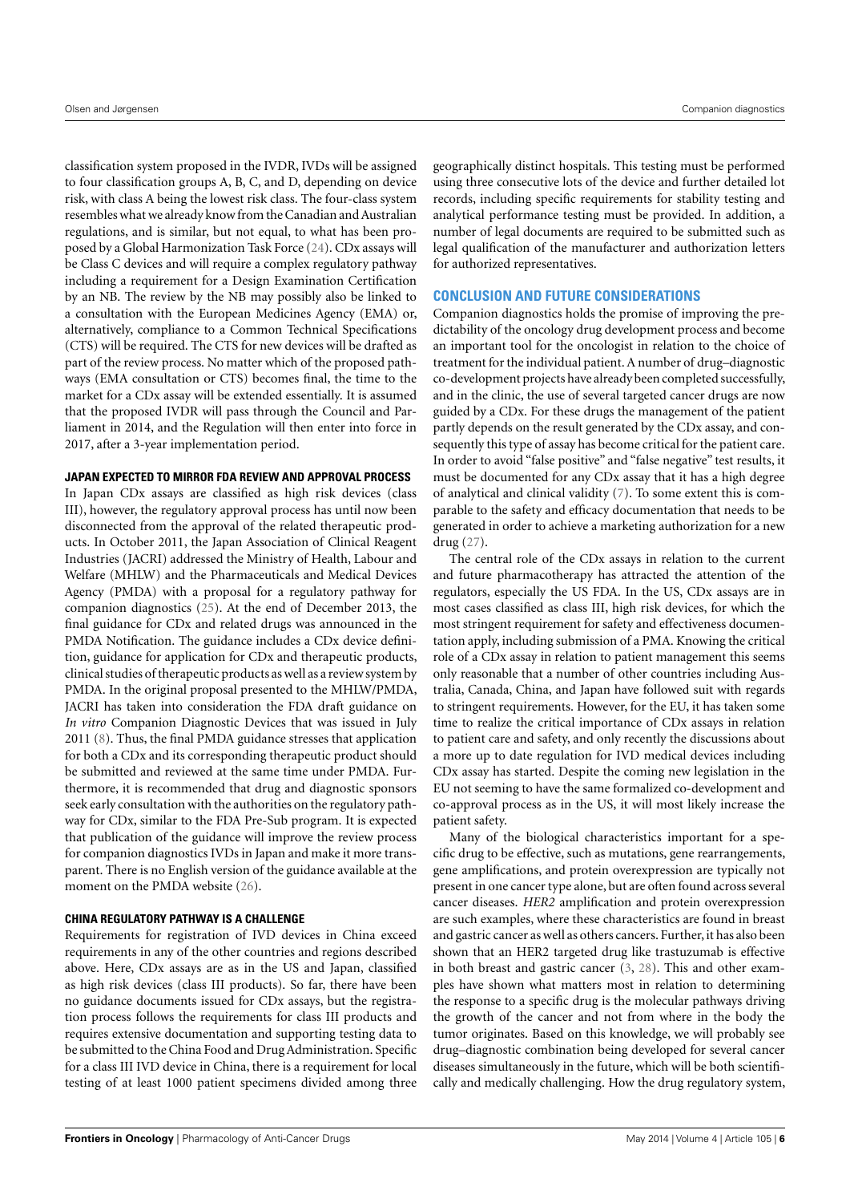classification system proposed in the IVDR, IVDs will be assigned to four classification groups A, B, C, and D, depending on device risk, with class A being the lowest risk class. The four-class system resembles what we already know from the Canadian and Australian regulations, and is similar, but not equal, to what has been proposed by a Global Harmonization Task Force (24). CDx assays will be Class C devices and will require a complex regulatory pathway including a requirement for a Design Examination Certification by an NB. The review by the NB may possibly also be linked to a consultation with the European Medicines Agency (EMA) or, alternatively, compliance to a Common Technical Specifications (CTS) will be required. The CTS for new devices will be drafted as part of the review process. No matter which of the proposed pathways (EMA consultation or CTS) becomes final, the time to the market for a CDx assay will be extended essentially. It is assumed that the proposed IVDR will pass through the Council and Parliament in 2014, and the Regulation will then enter into force in 2017, after a 3-year implementation period.

### JAPAN EXPECTED TO MIRROR FDA REVIEW AND APPROVAL PROCESS

In Japan CDx assays are classified as high risk devices (class III), however, the regulatory approval process has until now been disconnected from the approval of the related therapeutic products. In October 2011, the Japan Association of Clinical Reagent Industries (JACRI) addressed the Ministry of Health, Labour and Welfare (MHLW) and the Pharmaceuticals and Medical Devices Agency (PMDA) with a proposal for a regulatory pathway for companion diagnostics (25). At the end of December 2013, the final guidance for CDx and related drugs was announced in the PMDA Notification. The guidance includes a CDx device definition, guidance for application for CDx and therapeutic products, clinical studies of therapeutic products as well as a review system by PMDA. In the original proposal presented to the MHLW/PMDA, JACRI has taken into consideration the FDA draft guidance on *In vitro* Companion Diagnostic Devices that was issued in July 2011 (8). Thus, the final PMDA guidance stresses that application for both a CDx and its corresponding therapeutic product should be submitted and reviewed at the same time under PMDA. Furthermore, it is recommended that drug and diagnostic sponsors seek early consultation with the authorities on the regulatory pathway for CDx, similar to the FDA Pre-Sub program. It is expected that publication of the guidance will improve the review process for companion diagnostics IVDs in Japan and make it more transparent. There is no English version of the guidance available at the moment on the PMDA website (26).

### CHINA REGULATORY PATHWAY IS A CHALLENGE

Requirements for registration of IVD devices in China exceed requirements in any of the other countries and regions described above. Here, CDx assays are as in the US and Japan, classified as high risk devices (class III products). So far, there have been no guidance documents issued for CDx assays, but the registration process follows the requirements for class III products and requires extensive documentation and supporting testing data to be submitted to the China Food and Drug Administration. Specific for a class III IVD device in China, there is a requirement for local testing of at least 1000 patient specimens divided among three geographically distinct hospitals. This testing must be performed using three consecutive lots of the device and further detailed lot records, including specific requirements for stability testing and analytical performance testing must be provided. In addition, a number of legal documents are required to be submitted such as legal qualification of the manufacturer and authorization letters for authorized representatives.

## CONCLUSION AND FUTURE CONSIDERATIONS

Companion diagnostics holds the promise of improving the predictability of the oncology drug development process and become an important tool for the oncologist in relation to the choice of treatment for the individual patient. A number of drug–diagnostic co-development projects have already been completed successfully, and in the clinic, the use of several targeted cancer drugs are now guided by a CDx. For these drugs the management of the patient partly depends on the result generated by the CDx assay, and consequently this type of assay has become critical for the patient care. In order to avoid "false positive" and "false negative" test results, it must be documented for any CDx assay that it has a high degree of analytical and clinical validity (7). To some extent this is comparable to the safety and efficacy documentation that needs to be generated in order to achieve a marketing authorization for a new drug (27).

The central role of the CDx assays in relation to the current and future pharmacotherapy has attracted the attention of the regulators, especially the US FDA. In the US, CDx assays are in most cases classified as class III, high risk devices, for which the most stringent requirement for safety and effectiveness documentation apply, including submission of a PMA. Knowing the critical role of a CDx assay in relation to patient management this seems only reasonable that a number of other countries including Australia, Canada, China, and Japan have followed suit with regards to stringent requirements. However, for the EU, it has taken some time to realize the critical importance of CDx assays in relation to patient care and safety, and only recently the discussions about a more up to date regulation for IVD medical devices including CDx assay has started. Despite the coming new legislation in the EU not seeming to have the same formalized co-development and co-approval process as in the US, it will most likely increase the patient safety.

Many of the biological characteristics important for a specific drug to be effective, such as mutations, gene rearrangements, gene amplifications, and protein overexpression are typically not present in one cancer type alone, but are often found across several cancer diseases. *HER2* amplification and protein overexpression are such examples, where these characteristics are found in breast and gastric cancer as well as others cancers. Further, it has also been shown that an HER2 targeted drug like trastuzumab is effective in both breast and gastric cancer (3, 28). This and other examples have shown what matters most in relation to determining the response to a specific drug is the molecular pathways driving the growth of the cancer and not from where in the body the tumor originates. Based on this knowledge, we will probably see drug–diagnostic combination being developed for several cancer diseases simultaneously in the future, which will be both scientifically and medically challenging. How the drug regulatory system,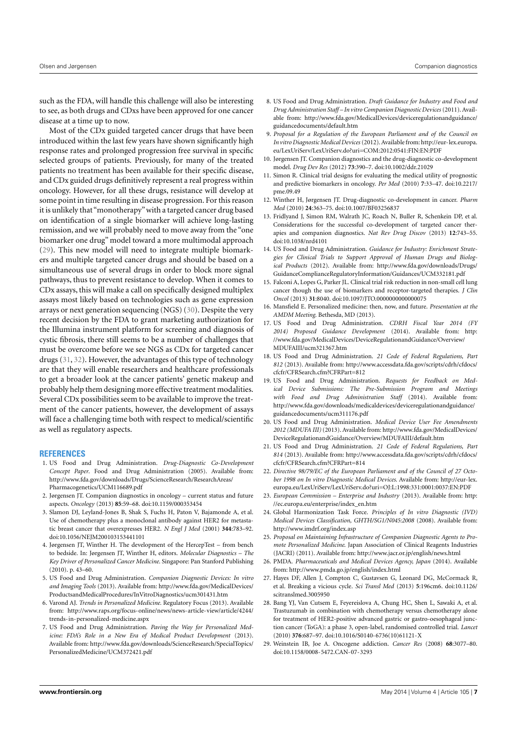such as the FDA, will handle this challenge will also be interesting to see, as both drugs and CDxs have been approved for one cancer disease at a time up to now.

Most of the CDx guided targeted cancer drugs that have been introduced within the last few years have shown significantly high response rates and prolonged progression free survival in specific selected groups of patients. Previously, for many of the treated patients no treatment has been available for their specific disease, and CDx guided drugs definitively represent a real progress within oncology. However, for all these drugs, resistance will develop at some point in time resulting in disease progression. For this reason it is unlikely that "monotherapy" with a targeted cancer drug based on identification of a single biomarker will achieve long-lasting remission, and we will probably need to move away from the "one biomarker one drug" model toward a more multimodal approach (29). This new model will need to integrate multiple biomarkers and multiple targeted cancer drugs and should be based on a simultaneous use of several drugs in order to block more signal pathways, thus to prevent resistance to develop. When it comes to CDx assays, this will make a call on specifically designed multiplex assays most likely based on technologies such as gene expression arrays or next generation sequencing (NGS) (30). Despite the very recent decision by the FDA to grant marketing authorization for the Illumina instrument platform for screening and diagnosis of cystic fibrosis, there still seems to be a number of challenges that must be overcome before we see NGS as CDx for targeted cancer drugs (31, 32). However, the advantages of this type of technology are that they will enable researchers and healthcare professionals to get a broader look at the cancer patients' genetic makeup and probably help them designing more effective treatment modalities. Several CDx possibilities seem to be available to improve the treatment of the cancer patients, however, the development of assays will face a challenging time both with respect to medical/scientific as well as regulatory aspects.

## REFERENCES

1. US Food and Drug Administration. *Drug-Diagnostic Co-Development Concept Paper*. Food and Drug Administration (2005). Available from: http://www.fda.gov/downloads/Drugs/ScienceResearch/ResearchAreas/Pharmacogenetics/UCM116689.pdf
2. Jørgensen JT. Companion diagnostics in oncology – current status and future aspects. *Oncology* (2013) **85**:59–68. doi:10.1159/000353454
3. Slamon DJ, Leyland-Jones B, Shak S, Fuchs H, Paton V, Bajamonde A, et al. Use of chemotherapy plus a monoclonal antibody against HER2 for metastatic breast cancer that overexpresses HER2. *N Engl J Med* (2001) **344**:783–92. doi:10.1056/NEJM200103153441101
4. Jørgensen JT, Winther H. The development of the HercepTest – from bench to bedside. In: Jørgensen JT, Winther H, editors. *Molecular Diagnostics – The Key Driver of Personalized Cancer Medicine*. Singapore: Pan Stanford Publishing (2010). p. 43–60.
5. US Food and Drug Administration. *Companion Diagnostic Devices: In vitro and Imaging Tools* (2013). Available from: http://www.fda.gov/MedicalDevices/ProductsandMedicalProcedures/InVitroDiagnostics/ucm301431.htm
6. Varond AJ. *Trends in Personalized Medicine*. Regulatory Focus (2013). Available from: http://www.raps.org/focus-online/news/news-article-view/article/4244/trends-in-personalized-medicine.aspx
7. US Food and Drug Administration. *Paving the Way for Personalized Medicine: FDA's Role in a New Era of Medical Product Development* (2013). Available from: http://www.fda.gov/downloads/ScienceResearch/SpecialTopics/PersonalizedMedicine/UCM372421.pdf
8. US Food and Drug Administration. *Draft Guidance for Industry and Food and Drug Administration Staff – In vitro Companion Diagnostic Devices* (2011). Available from: http://www.fda.gov/MedicalDevices/deviceregulationandguidance/guidancedocuments/default.htm
9. *Proposal for a Regulation of the European Parliament and of the Council on In vitro Diagnostic Medical Devices* (2012). Available from: http://eur-lex.europa.eu/LexUriServ/LexUriServ.do?uri=COM:2012:0541:FIN:EN:PDF
10. Jørgensen JT. Companion diagnostics and the drug-diagnostic co-development model. *Drug Dev Res* (2012) **73**:390–7. doi:10.1002/ddr.21029
11. Simon R. Clinical trial designs for evaluating the medical utility of prognostic and predictive biomarkers in oncology. *Per Med* (2010) **7**:33–47. doi:10.2217/pme.09.49
12. Winther H, Jørgensen JT. Drug-diagnostic co-development in cancer. *Pharm Med* (2010) **24**:363–75. doi:10.1007/BF03256837
13. Fridlyand J, Simon RM, Walrath JC, Roach N, Buller R, Schenkein DP, et al. Considerations for the successful co-development of targeted cancer therapies and companion diagnostics. *Nat Rev Drug Discov* (2013) **12**:743–55. doi:10.1038/nrd4101
14. US Food and Drug Administration. *Guidance for Industry: Enrichment Strategies for Clinical Trials to Support Approval of Human Drugs and Biological Products* (2012). Available from: http://www.fda.gov/downloads/Drugs/GuidanceComplianceRegulatoryInformation/Guidances/UCM332181.pdf
15. Falconi A, Lopes G, Parker JL. Clinical trial risk reduction in non-small cell lung cancer though the use of biomarkers and receptor-targeted therapies. *J Clin Oncol* (2013) **31**:8040. doi:10.1097/JTO.0000000000000075
16. Mansfield E. Personalized medicine: then, now, and future. *Presentation at the AMDM Meeting*. Bethesda, MD (2013).
17. US Food and Drug Administration. *CDRH Fiscal Year 2014 (FY 2014) Proposed Guidance Development* (2014). Available from: http://www.fda.gov/MedicalDevices/DeviceRegulationandGuidance/Overview/MDUFAIII/ucm321367.htm
18. US Food and Drug Administration. *21 Code of Federal Regulations, Part 812* (2013). Available from: http://www.accessdata.fda.gov/scripts/cdrh/cfdocs/cfcfr/CFRSearch.cfm?CFRPart=812
19. US Food and Drug Administration. *Requests for Feedback on Medical Device Submissions: The Pre-Submission Program and Meetings with Food and Drug Administration Staff* (2014). Available from: http://www.fda.gov/downloads/medicaldevices/deviceregulationandguidance/guidancedocuments/ucm311176.pdf
20. US Food and Drug Administration. *Medical Device User Fee Amendments 2012 (MDUFA III)* (2013). Available from: http://www.fda.gov/MedicalDevices/DeviceRegulationandGuidance/Overview/MDUFAIII/default.htm
21. US Food and Drug Administration. *21 Code of Federal Regulations, Part 814* (2013). Available from: http://www.accessdata.fda.gov/scripts/cdrh/cfdocs/cfcfr/CFRSearch.cfm?CFRPart=814
22. *Directive 98/79/EC of the European Parliament and of the Council of 27 October 1998 on In vitro Diagnostic Medical Devices*. Available from: http://eur-lex.europa.eu/LexUriServ/LexUriServ.do?uri=OJ:L:1998:331:0001:0037:EN:PDF
23. *European Commission – Enterprise and Industry* (2013). Available from: http://ec.europa.eu/enterprise/index_en.htm
24. Global Harmonization Task Force. *Principles of In vitro Diagnostic (IVD) Medical Devices Classification, GHTH/SG1/N045:2008* (2008). Available from: http://www.imdrf.org/index.asp
25. *Proposal on Maintaining Infrastructure of Companion Diagnostic Agents to Promote Personalized Medicine*. Japan Association of Clinical Reagents Industries (JACRI) (2011). Available from: http://www.jacr.or.jp/english/news.html
26. PMDA. *Pharmaceuticals and Medical Devices Agency, Japan* (2014). Available from: http://www.pmda.go.jp/english/index.html
27. Hayes DF, Allen J, Compton C, Gustavsen G, Leonard DG, McCormack R, et al. Breaking a vicious cycle. *Sci Transl Med* (2013) **5**:196cm6. doi:10.1126/scitranslmed.3005950
28. Bang YJ, Van Cutsem E, Feyereislova A, Chung HC, Shen L, Sawaki A, et al. Trastuzumab in combination with chemotherapy versus chemotherapy alone for treatment of HER2-positive advanced gastric or gastro-oesophageal junction cancer (ToGA): a phase 3, open-label, randomised controlled trial. *Lancet* (2010) **376**:687–97. doi:10.1016/S0140-6736(10)61121-X
29. Weinstein IB, Joe A. Oncogene addiction. *Cancer Res* (2008) **68**:3077–80. doi:10.1158/0008-5472.CAN-07-3293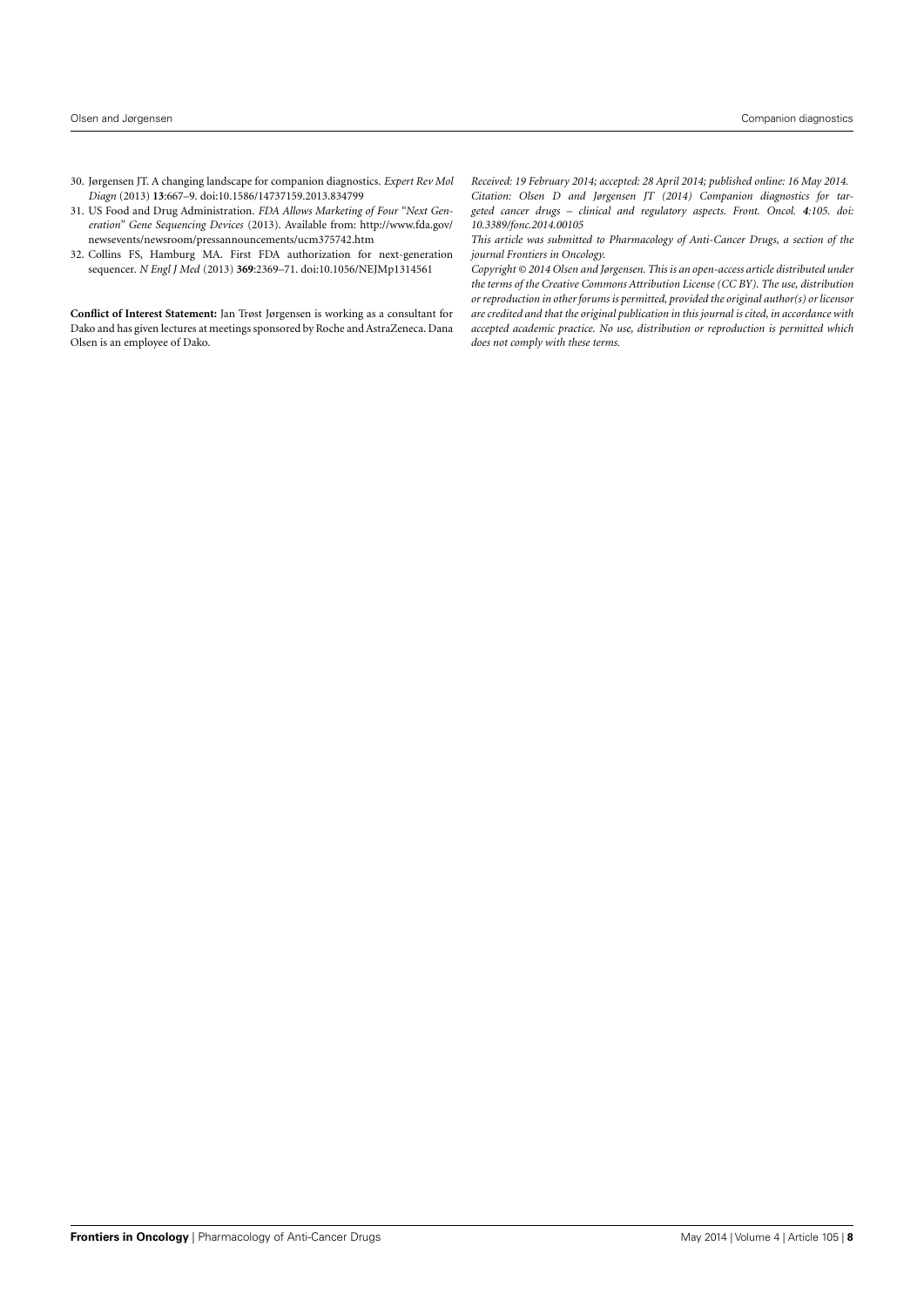30. Jørgensen JT. A changing landscape for companion diagnostics. *Expert Rev Mol Diagn* (2013) **13**:667–9. doi:10.1586/14737159.2013.834799
31. US Food and Drug Administration. *FDA Allows Marketing of Four "Next Generation" Gene Sequencing Devices* (2013). Available from: http://www.fda.gov/newsevents/newsroom/pressannouncements/ucm375742.htm
32. Collins FS, Hamburg MA. First FDA authorization for next-generation sequencer. *N Engl J Med* (2013) **369**:2369–71. doi:10.1056/NEJMp1314561

**Conflict of Interest Statement:** Jan Trøst Jørgensen is working as a consultant for Dako and has given lectures at meetings sponsored by Roche and AstraZeneca. Dana Olsen is an employee of Dako.

*Received: 19 February 2014; accepted: 28 April 2014; published online: 16 May 2014.*

*Citation: Olsen D and Jørgensen JT (2014) Companion diagnostics for targeted cancer drugs – clinical and regulatory aspects. Front. Oncol. **4**:105. doi: 10.3389/fonc.2014.00105*

*This article was submitted to Pharmacology of Anti-Cancer Drugs, a section of the journal Frontiers in Oncology.*

*Copyright © 2014 Olsen and Jørgensen. This is an open-access article distributed under the terms of the Creative Commons Attribution License (CC BY). The use, distribution or reproduction in other forums is permitted, provided the original author(s) or licensor are credited and that the original publication in this journal is cited, in accordance with accepted academic practice. No use, distribution or reproduction is permitted which does not comply with these terms.*